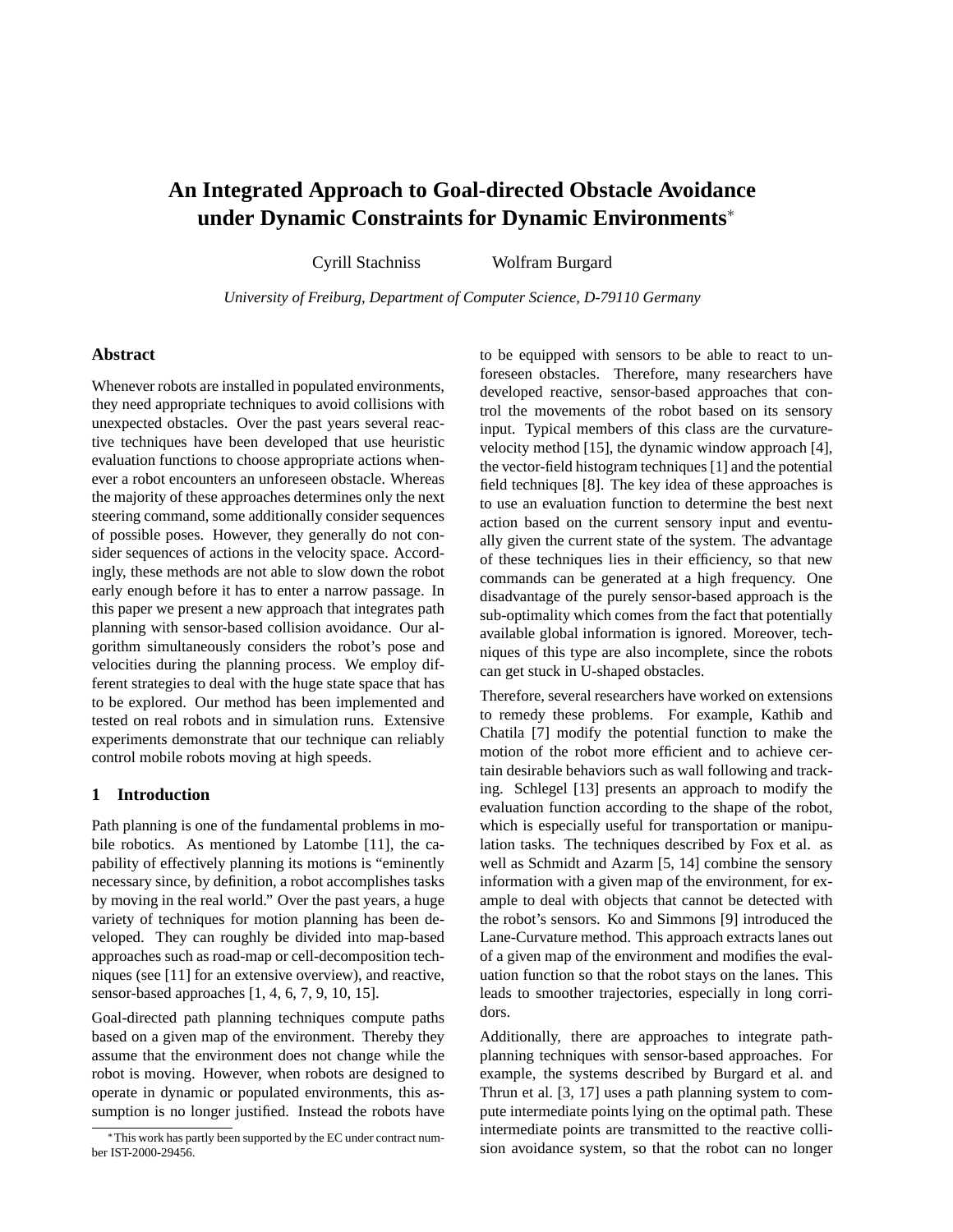# An Integrated Approach to Goal-directed Obstacle Avoidance under Dynamic Constraints for Dynamic Environments*

Cyrill Stachniss Wolfram Burgard

*University of Freiburg, Department of Computer Science, D-79110 Germany*

## Abstract

Whenever robots are installed in populated environments, they need appropriate techniques to avoid collisions with unexpected obstacles. Over the past years several reactive techniques have been developed that use heuristic evaluation functions to choose appropriate actions whenever a robot encounters an unforeseen obstacle. Whereas the majority of these approaches determines only the next steering command, some additionally consider sequences of possible poses. However, they generally do not consider sequences of actions in the velocity space. Accordingly, these methods are not able to slow down the robot early enough before it has to enter a narrow passage. In this paper we present a new approach that integrates path planning with sensor-based collision avoidance. Our algorithm simultaneously considers the robot's pose and velocities during the planning process. We employ different strategies to deal with the huge state space that has to be explored. Our method has been implemented and tested on real robots and in simulation runs. Extensive experiments demonstrate that our technique can reliably control mobile robots moving at high speeds.

## 1 Introduction

Path planning is one of the fundamental problems in mobile robotics. As mentioned by Latombe [11], the capability of effectively planning its motions is "eminently necessary since, by definition, a robot accomplishes tasks by moving in the real world." Over the past years, a huge variety of techniques for motion planning has been developed. They can roughly be divided into map-based approaches such as road-map or cell-decomposition techniques (see [11] for an extensive overview), and reactive, sensor-based approaches [1, 4, 6, 7, 9, 10, 15].

Goal-directed path planning techniques compute paths based on a given map of the environment. Thereby they assume that the environment does not change while the robot is moving. However, when robots are designed to operate in dynamic or populated environments, this assumption is no longer justified. Instead the robots have to be equipped with sensors to be able to react to unforeseen obstacles. Therefore, many researchers have developed reactive, sensor-based approaches that control the movements of the robot based on its sensory input. Typical members of this class are the curvature-velocity method [15], the dynamic window approach [4], the vector-field histogram techniques [1] and the potential field techniques [8]. The key idea of these approaches is to use an evaluation function to determine the best next action based on the current sensory input and eventually given the current state of the system. The advantage of these techniques lies in their efficiency, so that new commands can be generated at a high frequency. One disadvantage of the purely sensor-based approach is the sub-optimality which comes from the fact that potentially available global information is ignored. Moreover, techniques of this type are also incomplete, since the robots can get stuck in U-shaped obstacles.

Therefore, several researchers have worked on extensions to remedy these problems. For example, Kathib and Chatila [7] modify the potential function to make the motion of the robot more efficient and to achieve certain desirable behaviors such as wall following and tracking. Schlegel [13] presents an approach to modify the evaluation function according to the shape of the robot, which is especially useful for transportation or manipulation tasks. The techniques described by Fox et al. as well as Schmidt and Azarm [5, 14] combine the sensory information with a given map of the environment, for example to deal with objects that cannot be detected with the robot's sensors. Ko and Simmons [9] introduced the Lane-Curvature method. This approach extracts lanes out of a given map of the environment and modifies the evaluation function so that the robot stays on the lanes. This leads to smoother trajectories, especially in long corridors.

Additionally, there are approaches to integrate path-planning techniques with sensor-based approaches. For example, the systems described by Burgard et al. and Thrun et al. [3, 17] uses a path planning system to compute intermediate points lying on the optimal path. These intermediate points are transmitted to the reactive collision avoidance system, so that the robot can no longer

*This work has partly been supported by the EC under contract number IST-2000-29456.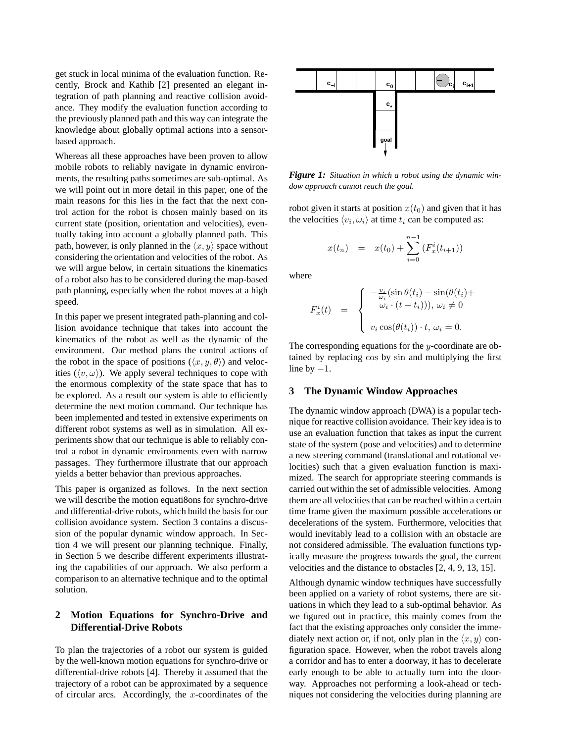get stuck in local minima of the evaluation function. Recently, Brock and Kathib [2] presented an elegant integration of path planning and reactive collision avoidance. They modify the evaluation function according to the previously planned path and this way can integrate the knowledge about globally optimal actions into a sensor-based approach.

Whereas all these approaches have been proven to allow mobile robots to reliably navigate in dynamic environments, the resulting paths sometimes are sub-optimal. As we will point out in more detail in this paper, one of the main reasons for this lies in the fact that the next control action for the robot is chosen mainly based on its current state (position, orientation and velocities), eventually taking into account a globally planned path. This path, however, is only planned in the $\langle x, y \rangle$ space without considering the orientation and velocities of the robot. As we will argue below, in certain situations the kinematics of a robot also has to be considered during the map-based path planning, especially when the robot moves at a high speed.

In this paper we present integrated path-planning and collision avoidance technique that takes into account the kinematics of the robot as well as the dynamic of the environment. Our method plans the control actions of the robot in the space of positions ($\langle x, y, \theta \rangle$) and velocities ($\langle v, \omega \rangle$). We apply several techniques to cope with the enormous complexity of the state space that has to be explored. As a result our system is able to efficiently determine the next motion command. Our technique has been implemented and tested in extensive experiments on different robot systems as well as in simulation. All experiments show that our technique is able to reliably control a robot in dynamic environments even with narrow passages. They furthermore illustrate that our approach yields a better behavior than previous approaches.

This paper is organized as follows. In the next section we will describe the motion equati8ons for synchro-drive and differential-drive robots, which build the basis for our collision avoidance system. Section 3 contains a discussion of the popular dynamic window technique. In Section 4 we will present our planning technique. Finally, in Section 5 we describe different experiments illustrating the capabilities of our approach. We also perform a comparison to an alternative technique and to the optimal solution.

## 2 Motion Equations for Synchro-Drive and Differential-Drive Robots

To plan the trajectories of a robot our system is guided by the well-known motion equations for synchro-drive or differential-drive robots [4]. Thereby it assumed that the trajectory of a robot can be approximated by a sequence of circular arcs. Accordingly, the $x$-coordinates of the robot given it starts at position $x(t_0)$ and given that it has the velocities $\langle v_i, \omega_i \rangle$ at time $t_i$ can be computed as:

$$x(t_n) = x(t_0) + \sum_{i=0}^{n-1} (F_x^i(t_{i+1}))$$

where

$$F_x^i(t) = \begin{cases} -\frac{v_i}{\omega_i}(\sin\theta(t_i) - \sin(\theta(t_i) + \\ \quad \omega_i \cdot (t - t_i))),\ \omega_i \neq 0 \\ \\ v_i \cos(\theta(t_i)) \cdot t,\ \omega_i = 0. \end{cases}$$

The corresponding equations for the $y$-coordinate are obtained by replacing $\cos$ by $\sin$ and multiplying the first line by $-1$.

*Figure 1: Situation in which a robot using the dynamic window approach cannot reach the goal.*

## 3 The Dynamic Window Approaches

The dynamic window approach (DWA) is a popular technique for reactive collision avoidance. Their key idea is to use an evaluation function that takes as input the current state of the system (pose and velocities) and to determine a new steering command (translational and rotational velocities) such that a given evaluation function is maximized. The search for appropriate steering commands is carried out within the set of admissible velocities. Among them are all velocities that can be reached within a certain time frame given the maximum possible accelerations or decelerations of the system. Furthermore, velocities that would inevitably lead to a collision with an obstacle are not considered admissible. The evaluation functions typically measure the progress towards the goal, the current velocities and the distance to obstacles [2, 4, 9, 13, 15].

Although dynamic window techniques have successfully been applied on a variety of robot systems, there are situations in which they lead to a sub-optimal behavior. As we figured out in practice, this mainly comes from the fact that the existing approaches only consider the immediately next action or, if not, only plan in the $\langle x, y \rangle$ configuration space. However, when the robot travels along a corridor and has to enter a doorway, it has to decelerate early enough to be able to actually turn into the doorway. Approaches not performing a look-ahead or techniques not considering the velocities during planning are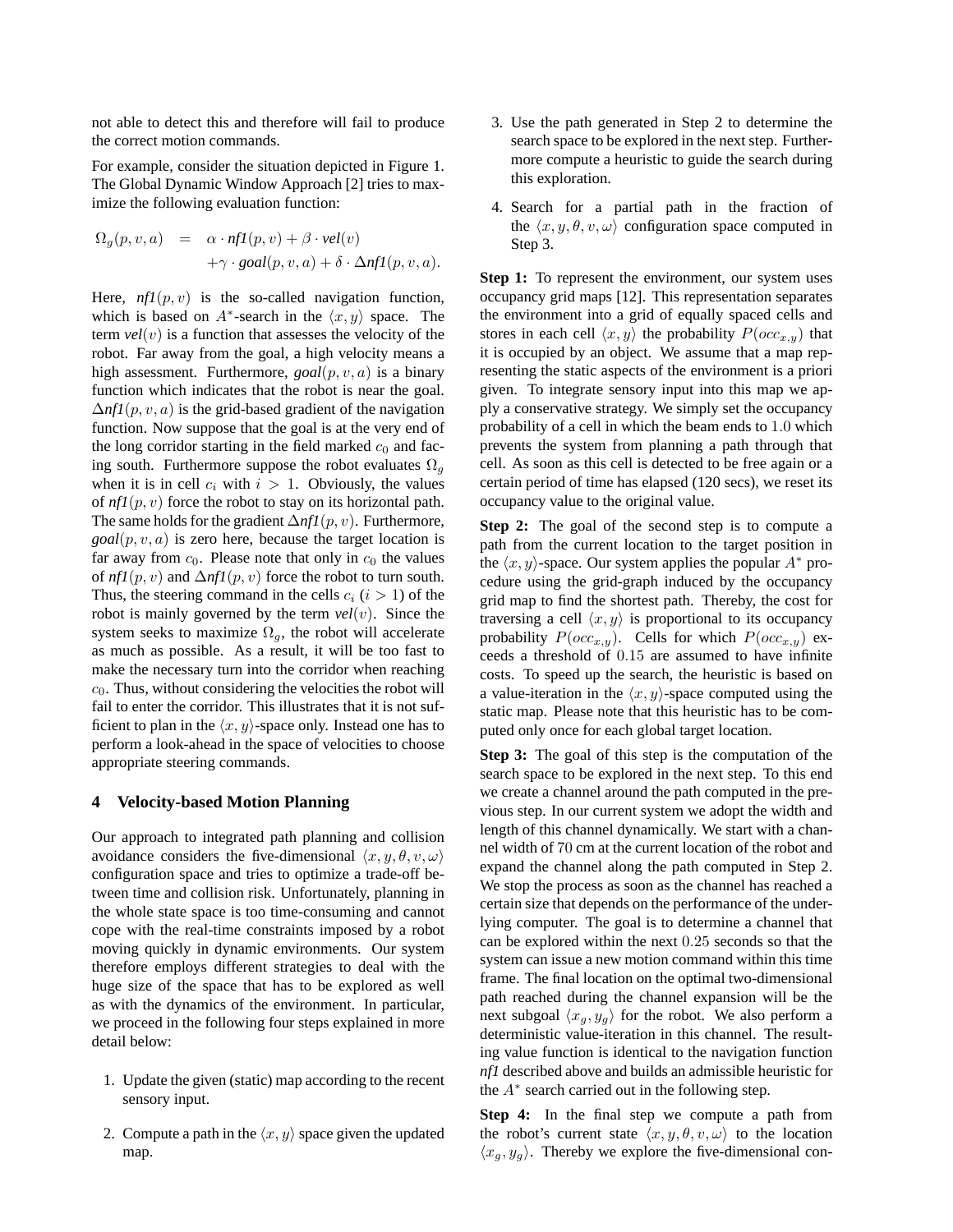not able to detect this and therefore will fail to produce the correct motion commands.

For example, consider the situation depicted in Figure 1. The Global Dynamic Window Approach [2] tries to maximize the following evaluation function:

$$\Omega_g(p, v, a) = \alpha \cdot \textit{nf1}(p, v) + \beta \cdot \textit{vel}(v) + \gamma \cdot \textit{goal}(p, v, a) + \delta \cdot \Delta \textit{nf1}(p, v, a).$$

Here, $\textit{nf1}(p, v)$ is the so-called navigation function, which is based on $A^*$-search in the $\langle x, y \rangle$ space. The term $\textit{vel}(v)$ is a function that assesses the velocity of the robot. Far away from the goal, a high velocity means a high assessment. Furthermore, $\textit{goal}(p, v, a)$ is a binary function which indicates that the robot is near the goal. $\Delta\textit{nf1}(p, v, a)$ is the grid-based gradient of the navigation function. Now suppose that the goal is at the very end of the long corridor starting in the field marked $c_0$ and facing south. Furthermore suppose the robot evaluates $\Omega_g$ when it is in cell $c_i$ with $i > 1$. Obviously, the values of $\textit{nf1}(p, v)$ force the robot to stay on its horizontal path. The same holds for the gradient $\Delta\textit{nf1}(p, v)$. Furthermore, $\textit{goal}(p, v, a)$ is zero here, because the target location is far away from $c_0$. Please note that only in $c_0$ the values of $\textit{nf1}(p, v)$ and $\Delta\textit{nf1}(p, v)$ force the robot to turn south. Thus, the steering command in the cells $c_i$ ($i > 1$) of the robot is mainly governed by the term $\textit{vel}(v)$. Since the system seeks to maximize $\Omega_g$, the robot will accelerate as much as possible. As a result, it will be too fast to make the necessary turn into the corridor when reaching $c_0$. Thus, without considering the velocities the robot will fail to enter the corridor. This illustrates that it is not sufficient to plan in the $\langle x, y \rangle$-space only. Instead one has to perform a look-ahead in the space of velocities to choose appropriate steering commands.

## 4 Velocity-based Motion Planning

Our approach to integrated path planning and collision avoidance considers the five-dimensional $\langle x, y, \theta, v, \omega \rangle$ configuration space and tries to optimize a trade-off between time and collision risk. Unfortunately, planning in the whole state space is too time-consuming and cannot cope with the real-time constraints imposed by a robot moving quickly in dynamic environments. Our system therefore employs different strategies to deal with the huge size of the space that has to be explored as well as with the dynamics of the environment. In particular, we proceed in the following four steps explained in more detail below:

1. Update the given (static) map according to the recent sensory input.
2. Compute a path in the $\langle x, y \rangle$ space given the updated map.
3. Use the path generated in Step 2 to determine the search space to be explored in the next step. Furthermore compute a heuristic to guide the search during this exploration.
4. Search for a partial path in the fraction of the $\langle x, y, \theta, v, \omega \rangle$ configuration space computed in Step 3.

**Step 1:** To represent the environment, our system uses occupancy grid maps [12]. This representation separates the environment into a grid of equally spaced cells and stores in each cell $\langle x, y \rangle$ the probability $P(occ_{x,y})$ that it is occupied by an object. We assume that a map representing the static aspects of the environment is a priori given. To integrate sensory input into this map we apply a conservative strategy. We simply set the occupancy probability of a cell in which the beam ends to $1.0$ which prevents the system from planning a path through that cell. As soon as this cell is detected to be free again or a certain period of time has elapsed (120 secs), we reset its occupancy value to the original value.

**Step 2:** The goal of the second step is to compute a path from the current location to the target position in the $\langle x, y \rangle$-space. Our system applies the popular $A^*$ procedure using the grid-graph induced by the occupancy grid map to find the shortest path. Thereby, the cost for traversing a cell $\langle x, y \rangle$ is proportional to its occupancy probability $P(occ_{x,y})$. Cells for which $P(occ_{x,y})$ exceeds a threshold of $0.15$ are assumed to have infinite costs. To speed up the search, the heuristic is based on a value-iteration in the $\langle x, y \rangle$-space computed using the static map. Please note that this heuristic has to be computed only once for each global target location.

**Step 3:** The goal of this step is the computation of the search space to be explored in the next step. To this end we create a channel around the path computed in the previous step. In our current system we adopt the width and length of this channel dynamically. We start with a channel width of $70$ cm at the current location of the robot and expand the channel along the path computed in Step 2. We stop the process as soon as the channel has reached a certain size that depends on the performance of the underlying computer. The goal is to determine a channel that can be explored within the next $0.25$ seconds so that the system can issue a new motion command within this time frame. The final location on the optimal two-dimensional path reached during the channel expansion will be the next subgoal $\langle x_g, y_g \rangle$ for the robot. We also perform a deterministic value-iteration in this channel. The resulting value function is identical to the navigation function *nf1* described above and builds an admissible heuristic for the $A^*$ search carried out in the following step.

**Step 4:** In the final step we compute a path from the robot's current state $\langle x, y, \theta, v, \omega \rangle$ to the location $\langle x_g, y_g \rangle$. Thereby we explore the five-dimensional con-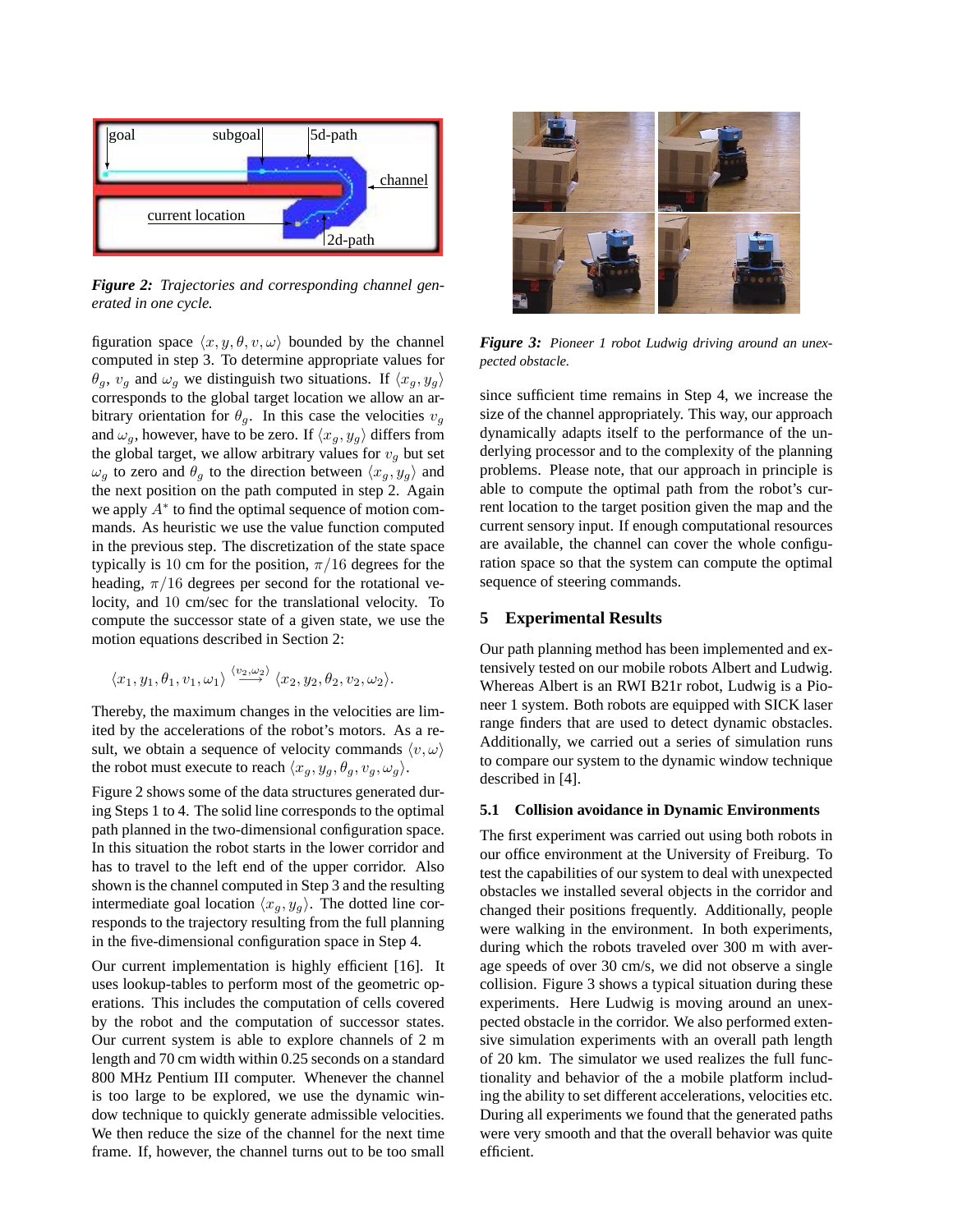*Figure 2: Trajectories and corresponding channel generated in one cycle.*

figuration space $\langle x, y, \theta, v, \omega \rangle$ bounded by the channel computed in step 3. To determine appropriate values for $\theta_g$, $v_g$ and $\omega_g$ we distinguish two situations. If $\langle x_g, y_g \rangle$ corresponds to the global target location we allow an arbitrary orientation for $\theta_g$. In this case the velocities $v_g$ and $\omega_g$, however, have to be zero. If $\langle x_g, y_g \rangle$ differs from the global target, we allow arbitrary values for $v_g$ but set $\omega_g$ to zero and $\theta_g$ to the direction between $\langle x_g, y_g \rangle$ and the next position on the path computed in step 2. Again we apply $A^*$ to find the optimal sequence of motion commands. As heuristic we use the value function computed in the previous step. The discretization of the state space typically is 10 cm for the position, $\pi/16$ degrees for the heading, $\pi/16$ degrees per second for the rotational velocity, and 10 cm/sec for the translational velocity. To compute the successor state of a given state, we use the motion equations described in Section 2:

$$\langle x_1, y_1, \theta_1, v_1, \omega_1 \rangle \stackrel{\langle v_2, \omega_2 \rangle}{\longrightarrow} \langle x_2, y_2, \theta_2, v_2, \omega_2 \rangle.$$

Thereby, the maximum changes in the velocities are limited by the accelerations of the robot's motors. As a result, we obtain a sequence of velocity commands $\langle v, \omega \rangle$ the robot must execute to reach $\langle x_g, y_g, \theta_g, v_g, \omega_g \rangle$.

Figure 2 shows some of the data structures generated during Steps 1 to 4. The solid line corresponds to the optimal path planned in the two-dimensional configuration space. In this situation the robot starts in the lower corridor and has to travel to the left end of the upper corridor. Also shown is the channel computed in Step 3 and the resulting intermediate goal location $\langle x_g, y_g \rangle$. The dotted line corresponds to the trajectory resulting from the full planning in the five-dimensional configuration space in Step 4.

Our current implementation is highly efficient [16]. It uses lookup-tables to perform most of the geometric operations. This includes the computation of cells covered by the robot and the computation of successor states. Our current system is able to explore channels of 2 m length and 70 cm width within 0.25 seconds on a standard 800 MHz Pentium III computer. Whenever the channel is too large to be explored, we use the dynamic window technique to quickly generate admissible velocities. We then reduce the size of the channel for the next time frame. If, however, the channel turns out to be too small since sufficient time remains in Step 4, we increase the size of the channel appropriately. This way, our approach dynamically adapts itself to the performance of the underlying processor and to the complexity of the planning problems. Please note, that our approach in principle is able to compute the optimal path from the robot's current location to the target position given the map and the current sensory input. If enough computational resources are available, the channel can cover the whole configuration space so that the system can compute the optimal sequence of steering commands.

*Figure 3: Pioneer 1 robot Ludwig driving around an unexpected obstacle.*

## 5 Experimental Results

Our path planning method has been implemented and extensively tested on our mobile robots Albert and Ludwig. Whereas Albert is an RWI B21r robot, Ludwig is a Pioneer 1 system. Both robots are equipped with SICK laser range finders that are used to detect dynamic obstacles. Additionally, we carried out a series of simulation runs to compare our system to the dynamic window technique described in [4].

### 5.1 Collision avoidance in Dynamic Environments

The first experiment was carried out using both robots in our office environment at the University of Freiburg. To test the capabilities of our system to deal with unexpected obstacles we installed several objects in the corridor and changed their positions frequently. Additionally, people were walking in the environment. In both experiments, during which the robots traveled over 300 m with average speeds of over 30 cm/s, we did not observe a single collision. Figure 3 shows a typical situation during these experiments. Here Ludwig is moving around an unexpected obstacle in the corridor. We also performed extensive simulation experiments with an overall path length of 20 km. The simulator we used realizes the full functionality and behavior of the a mobile platform including the ability to set different accelerations, velocities etc. During all experiments we found that the generated paths were very smooth and that the overall behavior was quite efficient.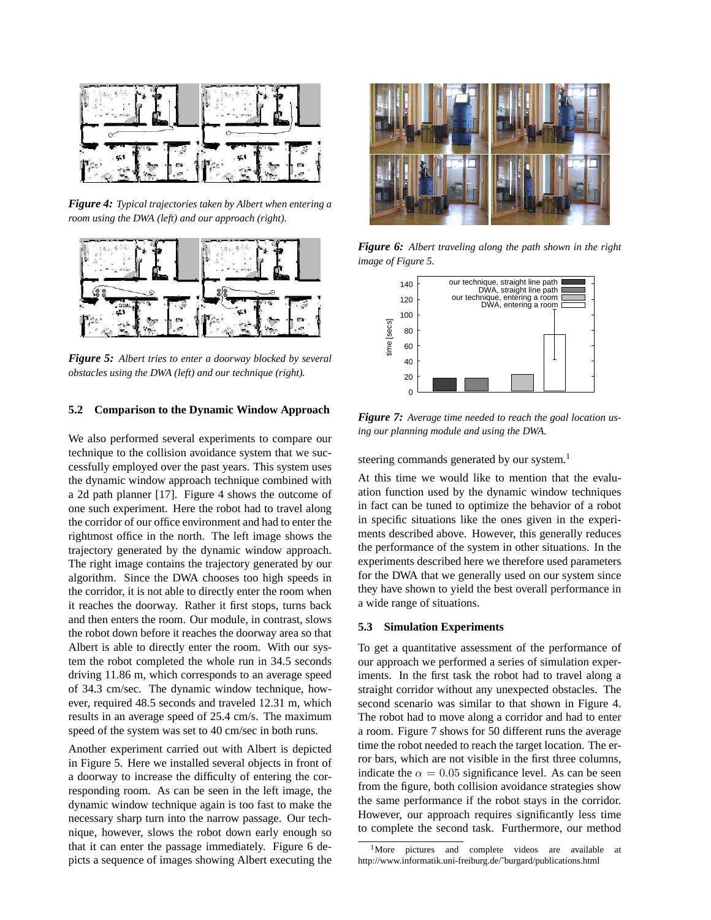*Figure 4: Typical trajectories taken by Albert when entering a room using the DWA (left) and our approach (right).*

*Figure 5: Albert tries to enter a doorway blocked by several obstacles using the DWA (left) and our technique (right).*

### 5.2 Comparison to the Dynamic Window Approach

We also performed several experiments to compare our technique to the collision avoidance system that we successfully employed over the past years. This system uses the dynamic window approach technique combined with a 2d path planner [17]. Figure 4 shows the outcome of one such experiment. Here the robot had to travel along the corridor of our office environment and had to enter the rightmost office in the north. The left image shows the trajectory generated by the dynamic window approach. The right image contains the trajectory generated by our algorithm. Since the DWA chooses too high speeds in the corridor, it is not able to directly enter the room when it reaches the doorway. Rather it first stops, turns back and then enters the room. Our module, in contrast, slows the robot down before it reaches the doorway area so that Albert is able to directly enter the room. With our system the robot completed the whole run in 34.5 seconds driving 11.86 m, which corresponds to an average speed of 34.3 cm/sec. The dynamic window technique, however, required 48.5 seconds and traveled 12.31 m, which results in an average speed of 25.4 cm/s. The maximum speed of the system was set to 40 cm/sec in both runs.

Another experiment carried out with Albert is depicted in Figure 5. Here we installed several objects in front of a doorway to increase the difficulty of entering the corresponding room. As can be seen in the left image, the dynamic window technique again is too fast to make the necessary sharp turn into the narrow passage. Our technique, however, slows the robot down early enough so that it can enter the passage immediately. Figure 6 depicts a sequence of images showing Albert executing the steering commands generated by our system.[1]

*Figure 6: Albert traveling along the path shown in the right image of Figure 5.*

*Figure 7: Average time needed to reach the goal location using our planning module and using the DWA.*

At this time we would like to mention that the evaluation function used by the dynamic window techniques in fact can be tuned to optimize the behavior of a robot in specific situations like the ones given in the experiments described above. However, this generally reduces the performance of the system in other situations. In the experiments described here we therefore used parameters for the DWA that we generally used on our system since they have shown to yield the best overall performance in a wide range of situations.

### 5.3 Simulation Experiments

To get a quantitative assessment of the performance of our approach we performed a series of simulation experiments. In the first task the robot had to travel along a straight corridor without any unexpected obstacles. The second scenario was similar to that shown in Figure 4. The robot had to move along a corridor and had to enter a room. Figure 7 shows for 50 different runs the average time the robot needed to reach the target location. The error bars, which are not visible in the first three columns, indicate the $\alpha = 0.05$ significance level. As can be seen from the figure, both collision avoidance strategies show the same performance if the robot stays in the corridor. However, our approach requires significantly less time to complete the second task. Furthermore, our method

[1] More pictures and complete videos are available at http://www.informatik.uni-freiburg.de/~burgard/publications.html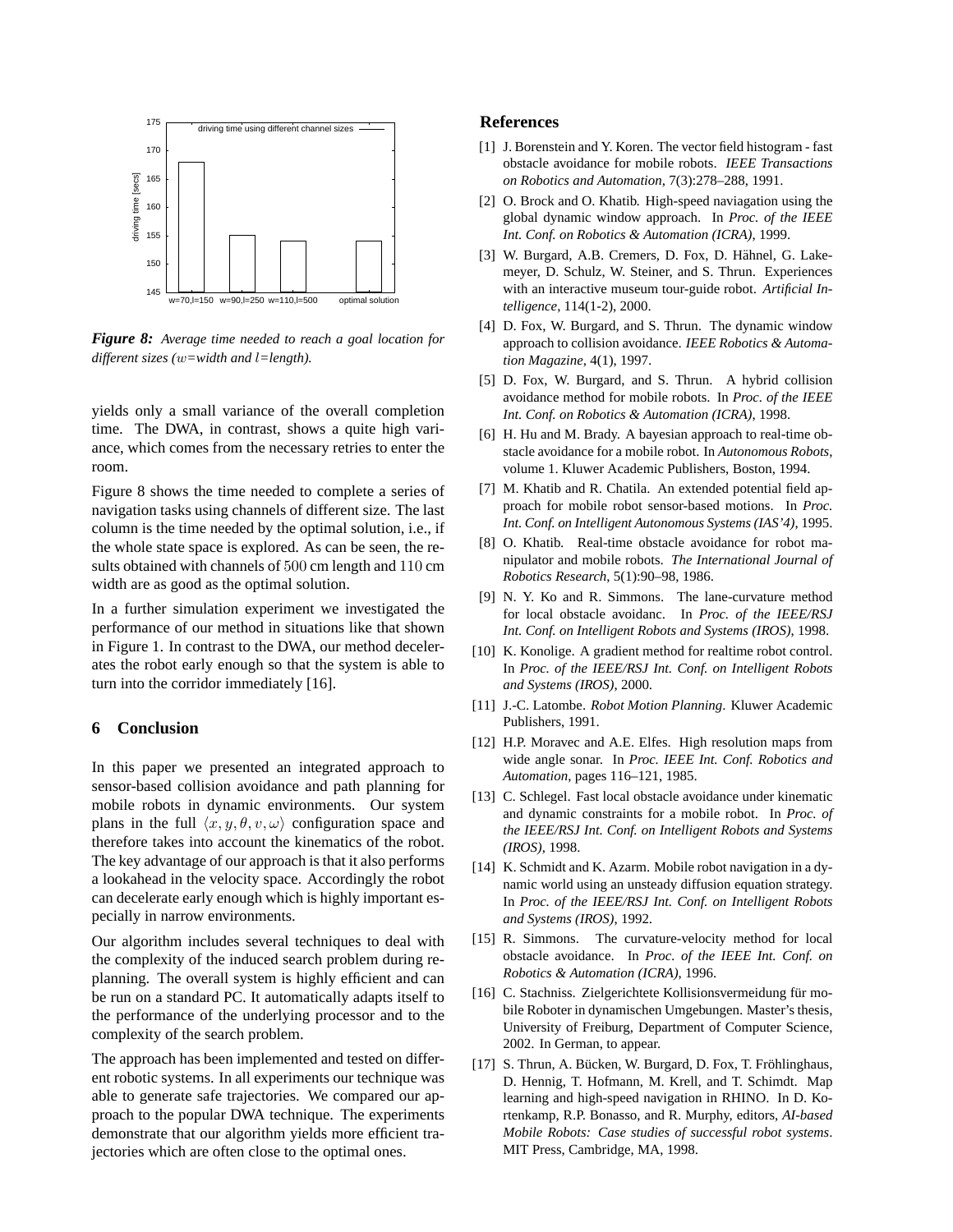175

driving time using different channel sizes

170

165

160

155

150

145

driving time [secs]

w=70,l=150 w=90,l=250 w=110,l=500 optimal solution

***Figure 8:*** *Average time needed to reach a goal location for different sizes ($w$=width and $l$=length).*

yields only a small variance of the overall completion time. The DWA, in contrast, shows a quite high variance, which comes from the necessary retries to enter the room.

Figure 8 shows the time needed to complete a series of navigation tasks using channels of different size. The last column is the time needed by the optimal solution, i.e., if the whole state space is explored. As can be seen, the results obtained with channels of $500$ cm length and $110$ cm width are as good as the optimal solution.

In a further simulation experiment we investigated the performance of our method in situations like that shown in Figure 1. In contrast to the DWA, our method decelerates the robot early enough so that the system is able to turn into the corridor immediately [16].

## 6 Conclusion

In this paper we presented an integrated approach to sensor-based collision avoidance and path planning for mobile robots in dynamic environments. Our system plans in the full $\langle x, y, \theta, v, \omega \rangle$ configuration space and therefore takes into account the kinematics of the robot. The key advantage of our approach is that it also performs a lookahead in the velocity space. Accordingly the robot can decelerate early enough which is highly important especially in narrow environments.

Our algorithm includes several techniques to deal with the complexity of the induced search problem during replanning. The overall system is highly efficient and can be run on a standard PC. It automatically adapts itself to the performance of the underlying processor and to the complexity of the search problem.

The approach has been implemented and tested on different robotic systems. In all experiments our technique was able to generate safe trajectories. We compared our approach to the popular DWA technique. The experiments demonstrate that our algorithm yields more efficient trajectories which are often close to the optimal ones.

## References

[1] J. Borenstein and Y. Koren. The vector field histogram - fast obstacle avoidance for mobile robots. *IEEE Transactions on Robotics and Automation*, 7(3):278–288, 1991.

[2] O. Brock and O. Khatib. High-speed naviagation using the global dynamic window approach. In *Proc. of the IEEE Int. Conf. on Robotics & Automation (ICRA)*, 1999.

[3] W. Burgard, A.B. Cremers, D. Fox, D. Hähnel, G. Lakemeyer, D. Schulz, W. Steiner, and S. Thrun. Experiences with an interactive museum tour-guide robot. *Artificial Intelligence*, 114(1-2), 2000.

[4] D. Fox, W. Burgard, and S. Thrun. The dynamic window approach to collision avoidance. *IEEE Robotics & Automation Magazine*, 4(1), 1997.

[5] D. Fox, W. Burgard, and S. Thrun. A hybrid collision avoidance method for mobile robots. In *Proc. of the IEEE Int. Conf. on Robotics & Automation (ICRA)*, 1998.

[6] H. Hu and M. Brady. A bayesian approach to real-time obstacle avoidance for a mobile robot. In *Autonomous Robots*, volume 1. Kluwer Academic Publishers, Boston, 1994.

[7] M. Khatib and R. Chatila. An extended potential field approach for mobile robot sensor-based motions. In *Proc. Int. Conf. on Intelligent Autonomous Systems (IAS'4)*, 1995.

[8] O. Khatib. Real-time obstacle avoidance for robot manipulator and mobile robots. *The International Journal of Robotics Research*, 5(1):90–98, 1986.

[9] N. Y. Ko and R. Simmons. The lane-curvature method for local obstacle avoidanc. In *Proc. of the IEEE/RSJ Int. Conf. on Intelligent Robots and Systems (IROS)*, 1998.

[10] K. Konolige. A gradient method for realtime robot control. In *Proc. of the IEEE/RSJ Int. Conf. on Intelligent Robots and Systems (IROS)*, 2000.

[11] J.-C. Latombe. *Robot Motion Planning*. Kluwer Academic Publishers, 1991.

[12] H.P. Moravec and A.E. Elfes. High resolution maps from wide angle sonar. In *Proc. IEEE Int. Conf. Robotics and Automation*, pages 116–121, 1985.

[13] C. Schlegel. Fast local obstacle avoidance under kinematic and dynamic constraints for a mobile robot. In *Proc. of the IEEE/RSJ Int. Conf. on Intelligent Robots and Systems (IROS)*, 1998.

[14] K. Schmidt and K. Azarm. Mobile robot navigation in a dynamic world using an unsteady diffusion equation strategy. In *Proc. of the IEEE/RSJ Int. Conf. on Intelligent Robots and Systems (IROS)*, 1992.

[15] R. Simmons. The curvature-velocity method for local obstacle avoidance. In *Proc. of the IEEE Int. Conf. on Robotics & Automation (ICRA)*, 1996.

[16] C. Stachniss. Zielgerichtete Kollisionsvermeidung für mobile Roboter in dynamischen Umgebungen. Master's thesis, University of Freiburg, Department of Computer Science, 2002. In German, to appear.

[17] S. Thrun, A. Bücken, W. Burgard, D. Fox, T. Fröhlinghaus, D. Hennig, T. Hofmann, M. Krell, and T. Schimdt. Map learning and high-speed navigation in RHINO. In D. Kortenkamp, R.P. Bonasso, and R. Murphy, editors, *AI-based Mobile Robots: Case studies of successful robot systems*. MIT Press, Cambridge, MA, 1998.